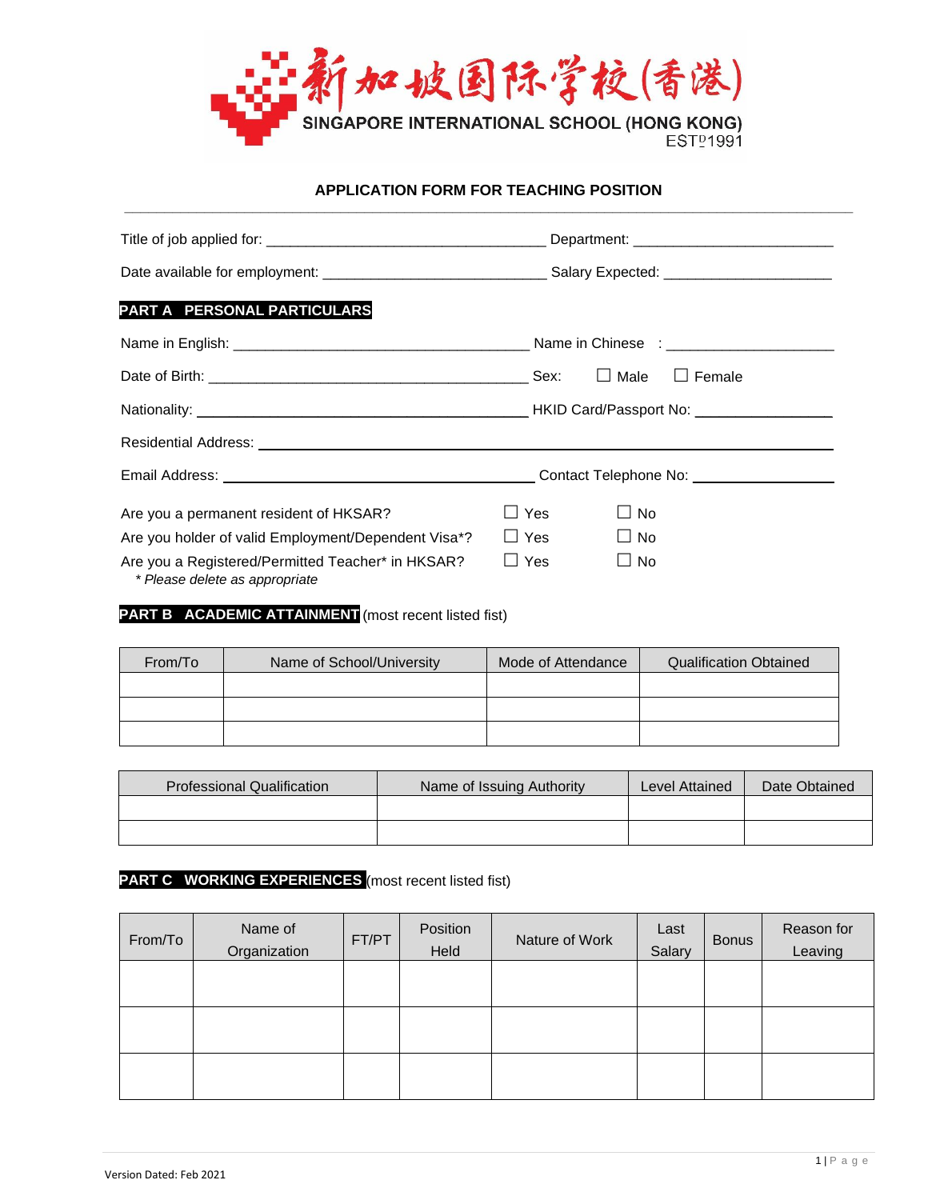新加坡国际学校(香港)

SINGAPORE INTERNATIONAL SCHOOL (HONG KONG)

ESTD 1991

## APPLICATION FORM FOR TEACHING POSITION

Title of job applied for: ___________________________________ Department: _________________________

Date available for employment: ____________________________ Salary Expected: _____________________

### PART A PERSONAL PARTICULARS

Name in English: _____________________________________ Name in Chinese : _____________________

Date of Birth: ________________________________________ Sex: ☐ Male ☐ Female

Nationality: __________________________________________ HKID Card/Passport No: _________________

Residential Address: ________________________________________________________________________

Email Address: _______________________________________ Contact Telephone No: __________________

Are you a permanent resident of HKSAR? ☐ Yes ☐ No

Are you holder of valid Employment/Dependent Visa*? ☐ Yes ☐ No

Are you a Registered/Permitted Teacher* in HKSAR? ☐ Yes ☐ No

*\* Please delete as appropriate*

### PART B ACADEMIC ATTAINMENT (most recent listed fist)

| From/To | Name of School/University | Mode of Attendance | Qualification Obtained |
|---|---|---|---|
| | | | |
| | | | |
| | | | |

| Professional Qualification | Name of Issuing Authority | Level Attained | Date Obtained |
|---|---|---|---|
| | | | |
| | | | |

### PART C WORKING EXPERIENCES (most recent listed fist)

| From/To | Name of Organization | FT/PT | Position Held | Nature of Work | Last Salary | Bonus | Reason for Leaving |
|---|---|---|---|---|---|---|---|
| | | | | | | | |
| | | | | | | | |
| | | | | | | | |

Version Dated: Feb 2021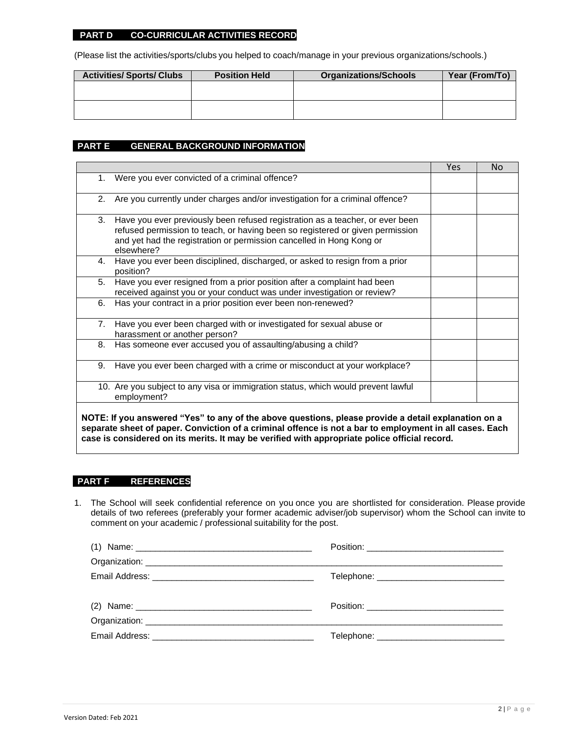## PART D CO-CURRICULAR ACTIVITIES RECORD

(Please list the activities/sports/clubs you helped to coach/manage in your previous organizations/schools.)

| Activities/ Sports/ Clubs | Position Held | Organizations/Schools | Year (From/To) |
|---|---|---|---|
| | | | |
| | | | |

## PART E GENERAL BACKGROUND INFORMATION

| | Yes | No |
|---|---|---|
| 1. Were you ever convicted of a criminal offence? | | |
| 2. Are you currently under charges and/or investigation for a criminal offence? | | |
| 3. Have you ever previously been refused registration as a teacher, or ever been refused permission to teach, or having been so registered or given permission and yet had the registration or permission cancelled in Hong Kong or elsewhere? | | |
| 4. Have you ever been disciplined, discharged, or asked to resign from a prior position? | | |
| 5. Have you ever resigned from a prior position after a complaint had been received against you or your conduct was under investigation or review? | | |
| 6. Has your contract in a prior position ever been non-renewed? | | |
| 7. Have you ever been charged with or investigated for sexual abuse or harassment or another person? | | |
| 8. Has someone ever accused you of assaulting/abusing a child? | | |
| 9. Have you ever been charged with a crime or misconduct at your workplace? | | |
| 10. Are you subject to any visa or immigration status, which would prevent lawful employment? | | |

**NOTE: If you answered "Yes" to any of the above questions, please provide a detail explanation on a separate sheet of paper. Conviction of a criminal offence is not a bar to employment in all cases. Each case is considered on its merits. It may be verified with appropriate police official record.**

## PART F REFERENCES

1. The School will seek confidential reference on you once you are shortlisted for consideration. Please provide details of two referees (preferably your former academic adviser/job supervisor) whom the School can invite to comment on your academic / professional suitability for the post.

(1) Name: ____________________________________ Position: ____________________________

Organization: ______________________________________________________________________________

Email Address: _________________________________ Telephone: __________________________

(2) Name: ____________________________________ Position: ____________________________

Organization: ______________________________________________________________________________

Email Address: _________________________________ Telephone: __________________________

Version Dated: Feb 2021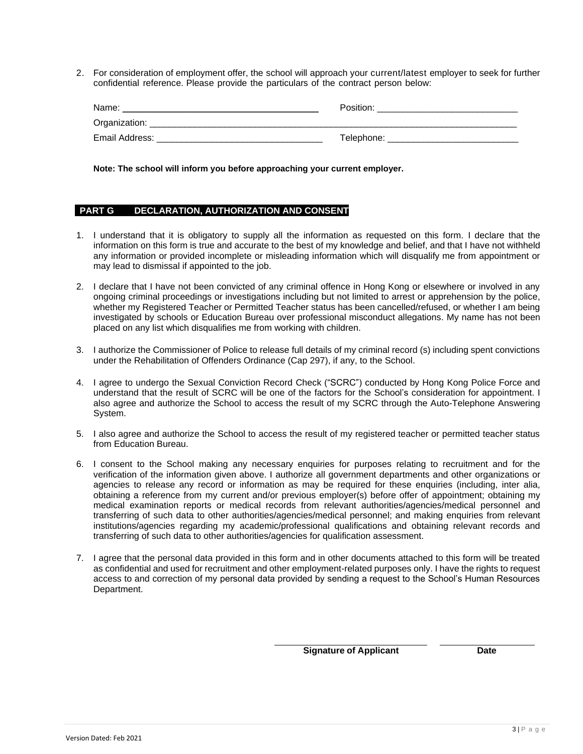2. For consideration of employment offer, the school will approach your current/latest employer to seek for further confidential reference. Please provide the particulars of the contract person below:

Name: ________________________________ Position: ____________________________

Organization: ______________________________________________________________

Email Address: _________________________________ Telephone: __________________________

**Note: The school will inform you before approaching your current employer.**

## PART G DECLARATION, AUTHORIZATION AND CONSENT

1. I understand that it is obligatory to supply all the information as requested on this form. I declare that the information on this form is true and accurate to the best of my knowledge and belief, and that I have not withheld any information or provided incomplete or misleading information which will disqualify me from appointment or may lead to dismissal if appointed to the job.

2. I declare that I have not been convicted of any criminal offence in Hong Kong or elsewhere or involved in any ongoing criminal proceedings or investigations including but not limited to arrest or apprehension by the police, whether my Registered Teacher or Permitted Teacher status has been cancelled/refused, or whether I am being investigated by schools or Education Bureau over professional misconduct allegations. My name has not been placed on any list which disqualifies me from working with children.

3. I authorize the Commissioner of Police to release full details of my criminal record (s) including spent convictions under the Rehabilitation of Offenders Ordinance (Cap 297), if any, to the School.

4. I agree to undergo the Sexual Conviction Record Check ("SCRC") conducted by Hong Kong Police Force and understand that the result of SCRC will be one of the factors for the School's consideration for appointment. I also agree and authorize the School to access the result of my SCRC through the Auto-Telephone Answering System.

5. I also agree and authorize the School to access the result of my registered teacher or permitted teacher status from Education Bureau.

6. I consent to the School making any necessary enquiries for purposes relating to recruitment and for the verification of the information given above. I authorize all government departments and other organizations or agencies to release any record or information as may be required for these enquiries (including, inter alia, obtaining a reference from my current and/or previous employer(s) before offer of appointment; obtaining my medical examination reports or medical records from relevant authorities/agencies/medical personnel and transferring of such data to other authorities/agencies/medical personnel; and making enquiries from relevant institutions/agencies regarding my academic/professional qualifications and obtaining relevant records and transferring of such data to other authorities/agencies for qualification assessment.

7. I agree that the personal data provided in this form and in other documents attached to this form will be treated as confidential and used for recruitment and other employment-related purposes only. I have the rights to request access to and correction of my personal data provided by sending a request to the School's Human Resources Department.

______________________________ ____________________

**Signature of Applicant** **Date**

Version Dated: Feb 2021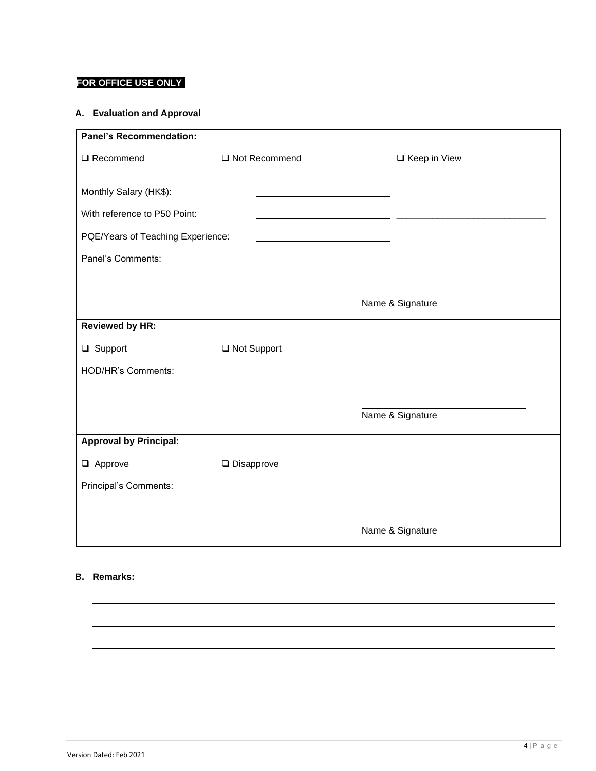**FOR OFFICE USE ONLY**

**A. Evaluation and Approval**

**Panel's Recommendation:**

☐ Recommend ☐ Not Recommend ☐ Keep in View

Monthly Salary (HK$): ______________________

With reference to P50 Point: ______________________ ______________________

PQE/Years of Teaching Experience: ______________________

Panel's Comments:

______________________
Name & Signature

**Reviewed by HR:**

☐ Support ☐ Not Support

HOD/HR's Comments:

______________________
Name & Signature

**Approval by Principal:**

☐ Approve ☐ Disapprove

Principal's Comments:

______________________
Name & Signature

**B. Remarks:**

______________________________________________

______________________________________________

______________________________________________

Version Dated: Feb 2021